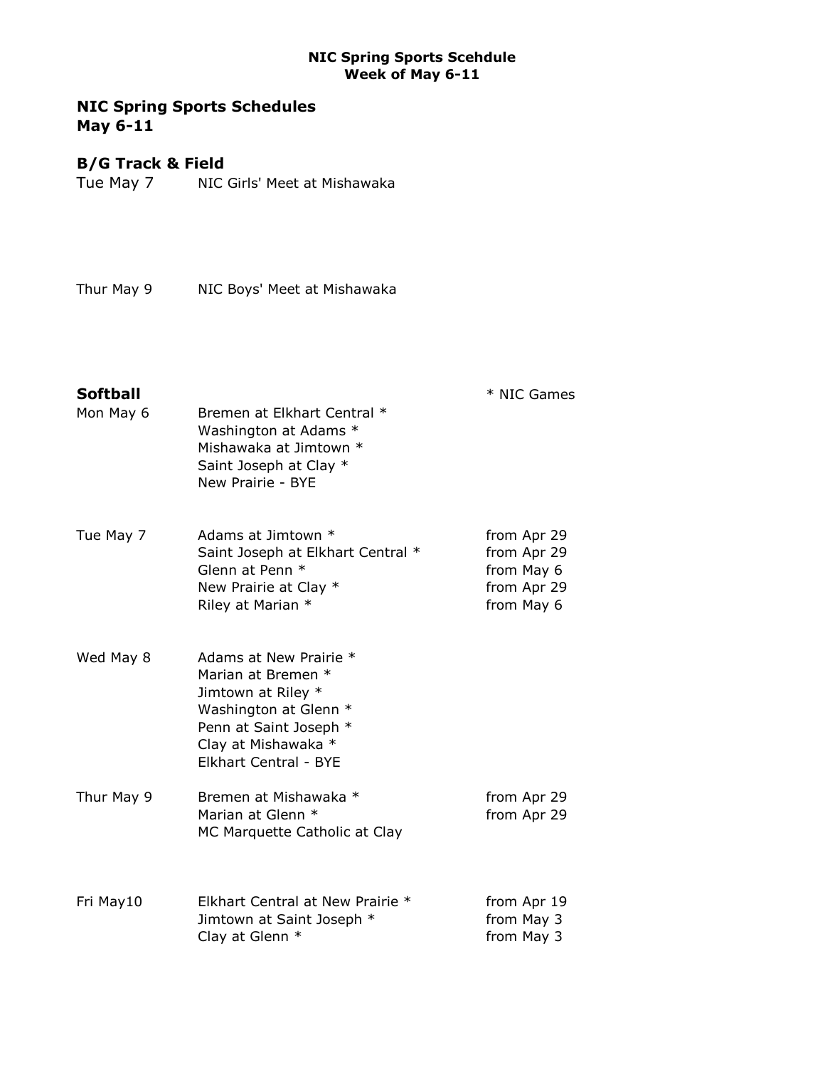**NIC Spring Sports Scehdule**
**Week of May 6-11**

## NIC Spring Sports Schedules
## May 6-11

### B/G Track & Field

| | |
|---|---|
| Tue May 7 | NIC Girls' Meet at Mishawaka |
| Thur May 9 | NIC Boys' Meet at Mishawaka |

### Softball

\* NIC Games

| Date | Game | Note |
|---|---|---|
| Mon May 6 | Bremen at Elkhart Central * | |
| | Washington at Adams * | |
| | Mishawaka at Jimtown * | |
| | Saint Joseph at Clay * | |
| | New Prairie - BYE | |
| Tue May 7 | Adams at Jimtown * | from Apr 29 |
| | Saint Joseph at Elkhart Central * | from Apr 29 |
| | Glenn at Penn * | from May 6 |
| | New Prairie at Clay * | from Apr 29 |
| | Riley at Marian * | from May 6 |
| Wed May 8 | Adams at New Prairie * | |
| | Marian at Bremen * | |
| | Jimtown at Riley * | |
| | Washington at Glenn * | |
| | Penn at Saint Joseph * | |
| | Clay at Mishawaka * | |
| | Elkhart Central - BYE | |
| Thur May 9 | Bremen at Mishawaka * | from Apr 29 |
| | Marian at Glenn * | from Apr 29 |
| | MC Marquette Catholic at Clay | |
| Fri May10 | Elkhart Central at New Prairie * | from Apr 19 |
| | Jimtown at Saint Joseph * | from May 3 |
| | Clay at Glenn * | from May 3 |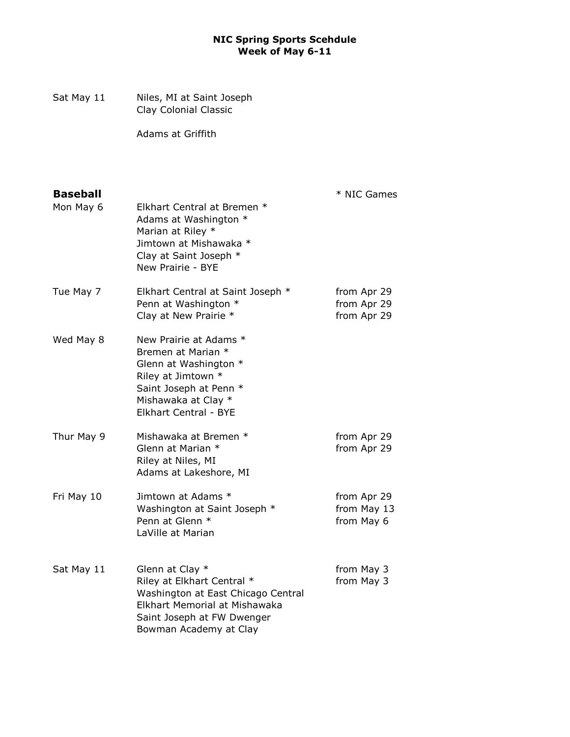**NIC Spring Sports Scehdule**
**Week of May 6-11**

| | | |
|---|---|---|
| Sat May 11 | Niles, MI at Saint Joseph | |
| | Clay Colonial Classic | |
| | Adams at Griffith | |

## Baseball

\* NIC Games

| | | |
|---|---|---|
| Mon May 6 | Elkhart Central at Bremen * | |
| | Adams at Washington * | |
| | Marian at Riley * | |
| | Jimtown at Mishawaka * | |
| | Clay at Saint Joseph * | |
| | New Prairie - BYE | |
| Tue May 7 | Elkhart Central at Saint Joseph * | from Apr 29 |
| | Penn at Washington * | from Apr 29 |
| | Clay at New Prairie * | from Apr 29 |
| Wed May 8 | New Prairie at Adams * | |
| | Bremen at Marian * | |
| | Glenn at Washington * | |
| | Riley at Jimtown * | |
| | Saint Joseph at Penn * | |
| | Mishawaka at Clay * | |
| | Elkhart Central - BYE | |
| Thur May 9 | Mishawaka at Bremen * | from Apr 29 |
| | Glenn at Marian * | from Apr 29 |
| | Riley at Niles, MI | |
| | Adams at Lakeshore, MI | |
| Fri May 10 | Jimtown at Adams * | from Apr 29 |
| | Washington at Saint Joseph * | from May 13 |
| | Penn at Glenn * | from May 6 |
| | LaVille at Marian | |
| Sat May 11 | Glenn at Clay * | from May 3 |
| | Riley at Elkhart Central * | from May 3 |
| | Washington at East Chicago Central | |
| | Elkhart Memorial at Mishawaka | |
| | Saint Joseph at FW Dwenger | |
| | Bowman Academy at Clay | |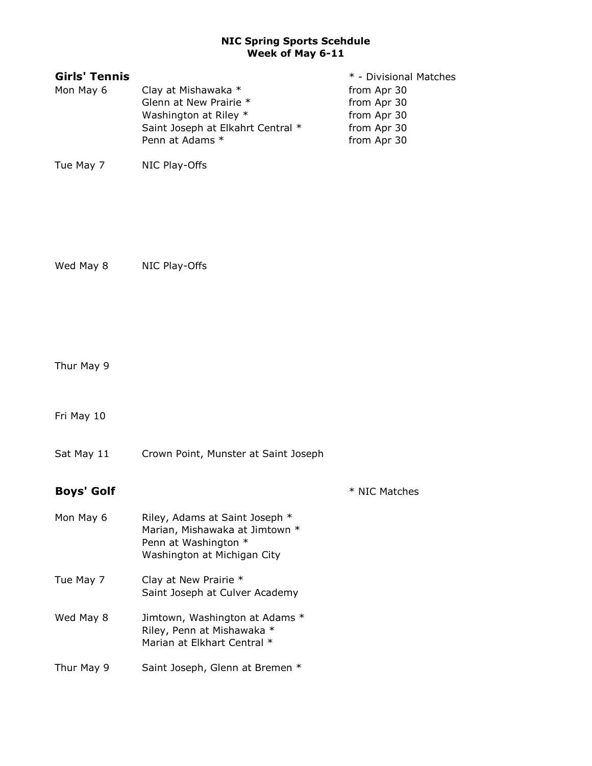# NIC Spring Sports Scehdule
## Week of May 6-11

### Girls' Tennis

\* - Divisional Matches

| | | |
|---|---|---|
| Mon May 6 | Clay at Mishawaka * | from Apr 30 |
| | Glenn at New Prairie * | from Apr 30 |
| | Washington at Riley * | from Apr 30 |
| | Saint Joseph at Elkahrt Central * | from Apr 30 |
| | Penn at Adams * | from Apr 30 |
| Tue May 7 | NIC Play-Offs | |
| Wed May 8 | NIC Play-Offs | |
| Thur May 9 | | |
| Fri May 10 | | |
| Sat May 11 | Crown Point, Munster at Saint Joseph | |

### Boys' Golf

\* NIC Matches

| | |
|---|---|
| Mon May 6 | Riley, Adams at Saint Joseph * |
| | Marian, Mishawaka at Jimtown * |
| | Penn at Washington * |
| | Washington at Michigan City |
| Tue May 7 | Clay at New Prairie * |
| | Saint Joseph at Culver Academy |
| Wed May 8 | Jimtown, Washington at Adams * |
| | Riley, Penn at Mishawaka * |
| | Marian at Elkhart Central * |
| Thur May 9 | Saint Joseph, Glenn at Bremen * |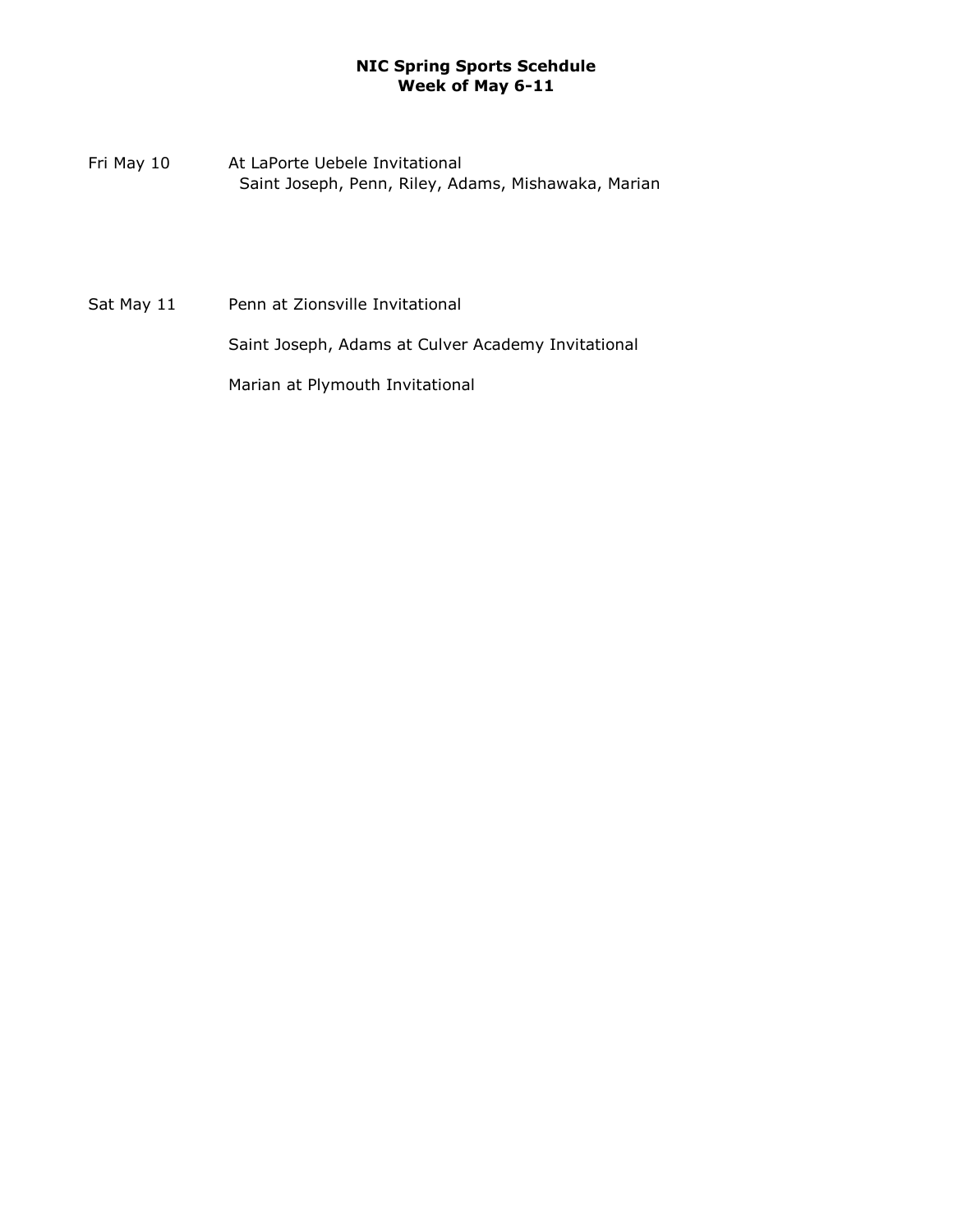**NIC Spring Sports Scehdule**
**Week of May 6-11**

Fri May 10 — At LaPorte Uebele Invitational
Saint Joseph, Penn, Riley, Adams, Mishawaka, Marian

Sat May 11 — Penn at Zionsville Invitational

Saint Joseph, Adams at Culver Academy Invitational

Marian at Plymouth Invitational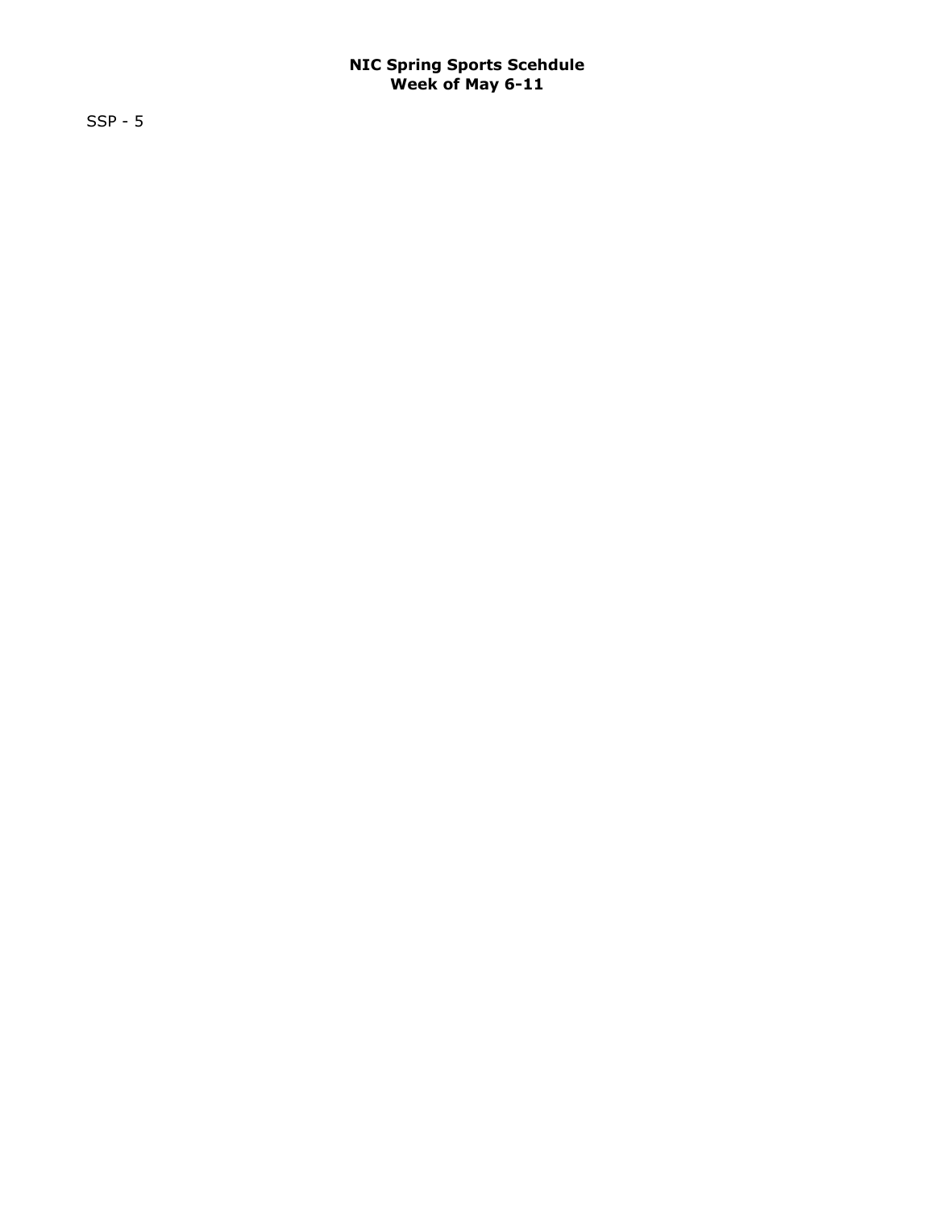**NIC Spring Sports Scehdule**
**Week of May 6-11**